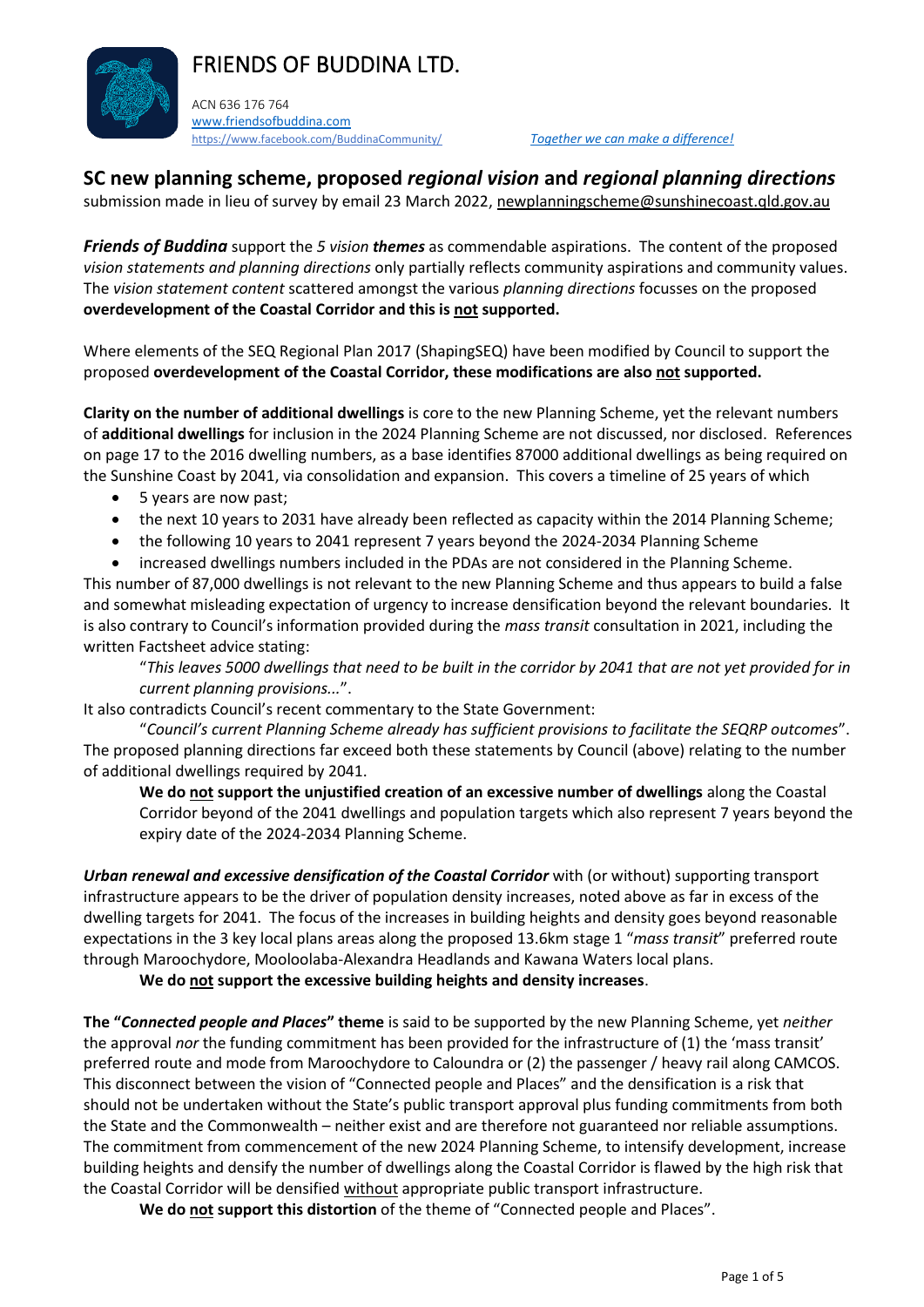# FRIENDS OF BUDDINA LTD.

ACN 636 176 764
www.friendsofbuddina.com
https://www.facebook.com/BuddinaCommunity/ *Together we can make a difference!*

## SC new planning scheme, proposed *regional vision* and *regional planning directions*

submission made in lieu of survey by email 23 March 2022, newplanningscheme@sunshinecoast.qld.gov.au

***Friends of Buddina*** support the *5 vision* ***themes*** as commendable aspirations. The content of the proposed *vision statements and planning directions* only partially reflects community aspirations and community values. The *vision statement content* scattered amongst the various *planning directions* focusses on the proposed **overdevelopment of the Coastal Corridor and this is not supported.**

Where elements of the SEQ Regional Plan 2017 (ShapingSEQ) have been modified by Council to support the proposed **overdevelopment of the Coastal Corridor, these modifications are also not supported.**

**Clarity on the number of additional dwellings** is core to the new Planning Scheme, yet the relevant numbers of **additional dwellings** for inclusion in the 2024 Planning Scheme are not discussed, nor disclosed. References on page 17 to the 2016 dwelling numbers, as a base identifies 87000 additional dwellings as being required on the Sunshine Coast by 2041, via consolidation and expansion. This covers a timeline of 25 years of which

- 5 years are now past;
- the next 10 years to 2031 have already been reflected as capacity within the 2014 Planning Scheme;
- the following 10 years to 2041 represent 7 years beyond the 2024-2034 Planning Scheme
- increased dwellings numbers included in the PDAs are not considered in the Planning Scheme.

This number of 87,000 dwellings is not relevant to the new Planning Scheme and thus appears to build a false and somewhat misleading expectation of urgency to increase densification beyond the relevant boundaries. It is also contrary to Council's information provided during the *mass transit* consultation in 2021, including the written Factsheet advice stating:

> "*This leaves 5000 dwellings that need to be built in the corridor by 2041 that are not yet provided for in current planning provisions...*".

It also contradicts Council's recent commentary to the State Government:

> "*Council's current Planning Scheme already has sufficient provisions to facilitate the SEQRP outcomes*".

The proposed planning directions far exceed both these statements by Council (above) relating to the number of additional dwellings required by 2041.

> **We do not support the unjustified creation of an excessive number of dwellings** along the Coastal Corridor beyond of the 2041 dwellings and population targets which also represent 7 years beyond the expiry date of the 2024-2034 Planning Scheme.

***Urban renewal and excessive densification of the Coastal Corridor*** with (or without) supporting transport infrastructure appears to be the driver of population density increases, noted above as far in excess of the dwelling targets for 2041. The focus of the increases in building heights and density goes beyond reasonable expectations in the 3 key local plans areas along the proposed 13.6km stage 1 "*mass transit*" preferred route through Maroochydore, Mooloolaba-Alexandra Headlands and Kawana Waters local plans.

> **We do not support the excessive building heights and density increases**.

**The "*Connected people and Places*" theme** is said to be supported by the new Planning Scheme, yet *neither* the approval *nor* the funding commitment has been provided for the infrastructure of (1) the 'mass transit' preferred route and mode from Maroochydore to Caloundra or (2) the passenger / heavy rail along CAMCOS. This disconnect between the vision of "Connected people and Places" and the densification is a risk that should not be undertaken without the State's public transport approval plus funding commitments from both the State and the Commonwealth – neither exist and are therefore not guaranteed nor reliable assumptions. The commitment from commencement of the new 2024 Planning Scheme, to intensify development, increase building heights and densify the number of dwellings along the Coastal Corridor is flawed by the high risk that the Coastal Corridor will be densified without appropriate public transport infrastructure.

> **We do not support this distortion** of the theme of "Connected people and Places".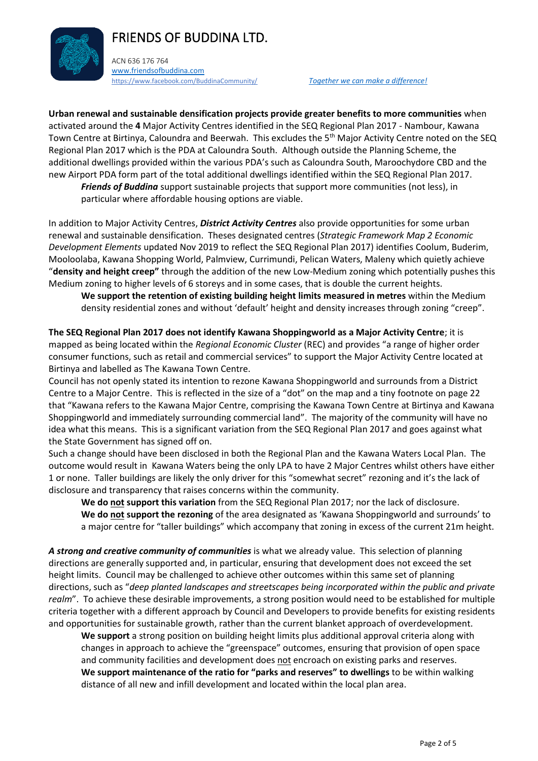# FRIENDS OF BUDDINA LTD.

ACN 636 176 764
www.friendsofbuddina.com
https://www.facebook.com/BuddinaCommunity/ *Together we can make a difference!*

**Urban renewal and sustainable densification projects provide greater benefits to more communities** when activated around the **4** Major Activity Centres identified in the SEQ Regional Plan 2017 - Nambour, Kawana Town Centre at Birtinya, Caloundra and Beerwah. This excludes the 5th Major Activity Centre noted on the SEQ Regional Plan 2017 which is the PDA at Caloundra South. Although outside the Planning Scheme, the additional dwellings provided within the various PDA's such as Caloundra South, Maroochydore CBD and the new Airport PDA form part of the total additional dwellings identified within the SEQ Regional Plan 2017.

> ***Friends of Buddina*** support sustainable projects that support more communities (not less), in particular where affordable housing options are viable.

In addition to Major Activity Centres, ***District Activity Centres*** also provide opportunities for some urban renewal and sustainable densification. Theses designated centres (*Strategic Framework Map 2 Economic Development Elements* updated Nov 2019 to reflect the SEQ Regional Plan 2017) identifies Coolum, Buderim, Mooloolaba, Kawana Shopping World, Palmview, Currimundi, Pelican Waters, Maleny which quietly achieve "**density and height creep"** through the addition of the new Low-Medium zoning which potentially pushes this Medium zoning to higher levels of 6 storeys and in some cases, that is double the current heights.

> **We support the retention of existing building height limits measured in metres** within the Medium density residential zones and without 'default' height and density increases through zoning "creep".

**The SEQ Regional Plan 2017 does not identify Kawana Shoppingworld as a Major Activity Centre**; it is mapped as being located within the *Regional Economic Cluster* (REC) and provides "a range of higher order consumer functions, such as retail and commercial services" to support the Major Activity Centre located at Birtinya and labelled as The Kawana Town Centre.

Council has not openly stated its intention to rezone Kawana Shoppingworld and surrounds from a District Centre to a Major Centre. This is reflected in the size of a "dot" on the map and a tiny footnote on page 22 that "Kawana refers to the Kawana Major Centre, comprising the Kawana Town Centre at Birtinya and Kawana Shoppingworld and immediately surrounding commercial land". The majority of the community will have no idea what this means. This is a significant variation from the SEQ Regional Plan 2017 and goes against what the State Government has signed off on.

Such a change should have been disclosed in both the Regional Plan and the Kawana Waters Local Plan. The outcome would result in Kawana Waters being the only LPA to have 2 Major Centres whilst others have either 1 or none. Taller buildings are likely the only driver for this "somewhat secret" rezoning and it's the lack of disclosure and transparency that raises concerns within the community.

> **We do not support this variation** from the SEQ Regional Plan 2017; nor the lack of disclosure.
> **We do not support the rezoning** of the area designated as 'Kawana Shoppingworld and surrounds' to a major centre for "taller buildings" which accompany that zoning in excess of the current 21m height.

***A strong and creative community of communities*** is what we already value. This selection of planning directions are generally supported and, in particular, ensuring that development does not exceed the set height limits. Council may be challenged to achieve other outcomes within this same set of planning directions, such as "*deep planted landscapes and streetscapes being incorporated within the public and private realm*". To achieve these desirable improvements, a strong position would need to be established for multiple criteria together with a different approach by Council and Developers to provide benefits for existing residents and opportunities for sustainable growth, rather than the current blanket approach of overdevelopment.

> **We support** a strong position on building height limits plus additional approval criteria along with changes in approach to achieve the "greenspace" outcomes, ensuring that provision of open space and community facilities and development does not encroach on existing parks and reserves.
> **We support maintenance of the ratio for "parks and reserves" to dwellings** to be within walking distance of all new and infill development and located within the local plan area.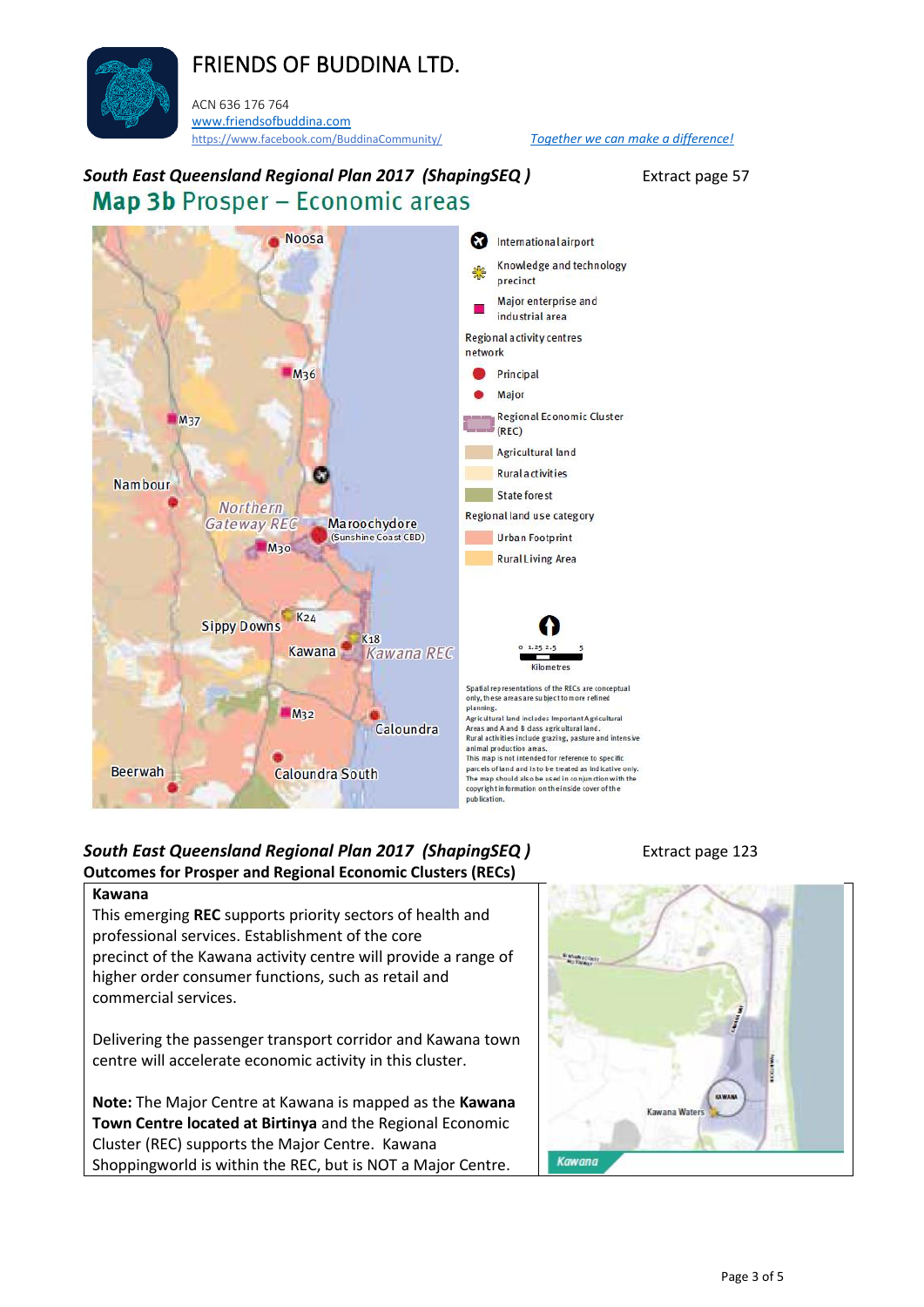# FRIENDS OF BUDDINA LTD.

ACN 636 176 764
www.friendsofbuddina.com
https://www.facebook.com/BuddinaCommunity/

*Together we can make a difference!*

***South East Queensland Regional Plan 2017 (ShapingSEQ )*** Extract page 57

## Map 3b Prosper – Economic areas

Noosa, M36, M37, Nambour, Northern Gateway REC, Maroochydore (Sunshine Coast CBD), M30, Sippy Downs, K24, K18, Kawana, Kawana REC, M32, Caloundra, Beerwah, Caloundra South

International airport
Knowledge and technology precinct
Major enterprise and industrial area

Regional activity centres network
- Principal
- Major

Regional Economic Cluster (REC)
Agricultural land
Rural activities
State forest

Regional land use category
- Urban Footprint
- Rural Living Area

0 1.25 2.5 5
Kilometres

Spatial representations of the RECs are conceptual only, these areas are subject to more refined planning.
Agricultural land includes Important Agricultural Areas and A and B class agricultural land.
Rural activities include grazing, pasture and intensive animal production areas.
This map is not intended for reference to specific parcels of land and is to be treated as indicative only.
The map should also be used in conjunction with the copyright information on the inside cover of the publication.

***South East Queensland Regional Plan 2017 (ShapingSEQ )*** Extract page 123

**Outcomes for Prosper and Regional Economic Clusters (RECs)**

**Kawana**

This emerging **REC** supports priority sectors of health and professional services. Establishment of the core precinct of the Kawana activity centre will provide a range of higher order consumer functions, such as retail and commercial services.

Delivering the passenger transport corridor and Kawana town centre will accelerate economic activity in this cluster.

**Note:** The Major Centre at Kawana is mapped as the **Kawana Town Centre located at Birtinya** and the Regional Economic Cluster (REC) supports the Major Centre. Kawana Shoppingworld is within the REC, but is NOT a Major Centre.

KAWANA
Kawana Waters
Kawana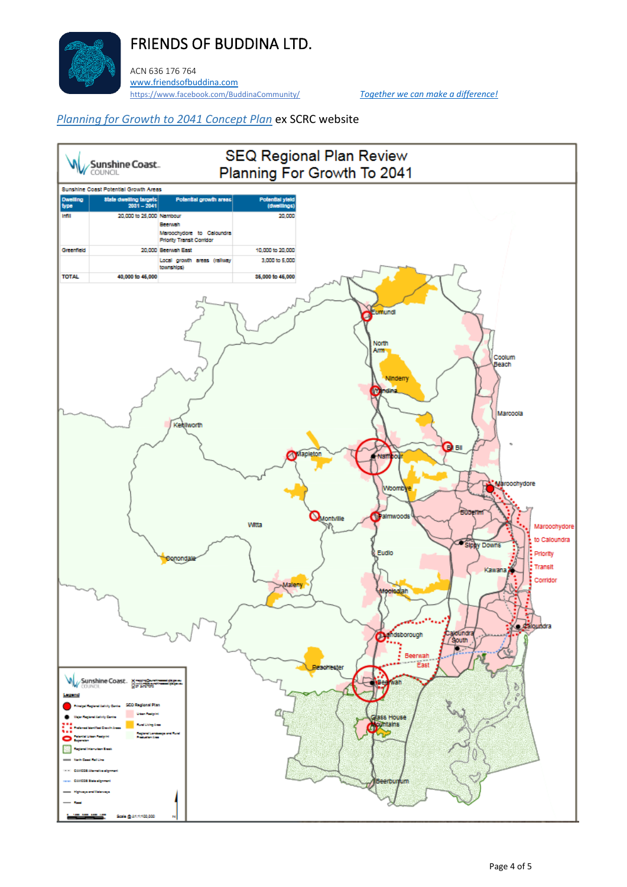FRIENDS OF BUDDINA LTD.

ACN 636 176 764
www.friendsofbuddina.com
https://www.facebook.com/BuddinaCommunity/

*Together we can make a difference!*

*Planning for Growth to 2041 Concept Plan* ex SCRC website

## SEQ Regional Plan Review
## Planning For Growth To 2041

Sunshine Coast Potential Growth Areas

| Dwelling type | State dwelling targets 2031 – 2041 | Potential growth areas | Potential yield (dwellings) |
|---|---|---|---|
| Infill | 20,000 to 25,000 | Nambour<br>Beerwah<br>Maroochydore to Caloundra Priority Transit Corridor | 20,000 |
| Greenfield | 20,000 | Beerwah East | 10,000 to 20,000 |
| | | Local growth areas (railway townships) | 3,000 to 5,000 |
| TOTAL | 40,000 to 45,000 | | 35,000 to 45,000 |

Eumundi, North Arm, Ninderry, Yandina, Coolum Beach, Marcoola, Kenilworth, Mapleton, Nambour, Bli Bli, Woombye, Maroochydore, Montville, Palmwoods, Buderim, Witta, Sippy Downs, Eudlo, Kawana, Conondale, Maleny, Mooloolah, Landsborough, Caloundra South, Caloundra, Beerwah East, Peachester, Beerwah, Glass House Mountains, Beerburrum

Maroochydore to Caloundra Priority Transit Corridor

Legend: Principal Regional Activity Centre; Major Regional Activity Centre; Preferred Identified Growth Areas; Potential Urban Footprint Expansion; Regional Interurban Break; North Coast Rail Line; CAMCOS Alternative alignment; CAMCOS State alignment; Highways and Motorways; Road. SEQ Regional Plan: Urban Footprint; Rural Living Area; Regional Landscape and Rural Production Area.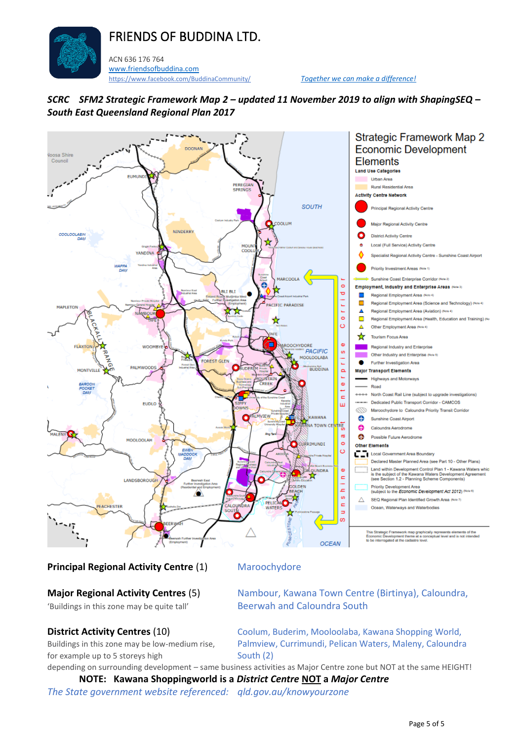# FRIENDS OF BUDDINA LTD.

ACN 636 176 764
www.friendsofbuddina.com
https://www.facebook.com/BuddinaCommunity/ *Together we can make a difference!*

***SCRC SFM2 Strategic Framework Map 2 – updated 11 November 2019 to align with ShapingSEQ – South East Queensland Regional Plan 2017***

Strategic Framework Map 2
Economic Development Elements

**Land Use Categories**

Urban Area
Rural Residential Area

**Activity Centre Network**

Principal Regional Activity Centre
Major Regional Activity Centre
District Activity Centre
Local (Full Service) Activity Centre
Specialist Regional Activity Centre - Sunshine Coast Airport
Priority Investment Areas (Note 1)
Sunshine Coast Enterprise Corridor (Note 2)

**Employment, Industry and Enterprise Areas** (Note 3)

Regional Employment Area (Note 4)
Regional Employment Area (Science and Technology) (Note 4)
Regional Employment Area (Aviation) (Note 4)
Regional Employment Area (Health, Education and Training) (Note 4)
Other Employment Area (Note 4)
Tourism Focus Area
Regional Industry and Enterprise
Other Industry and Enterprise (Note 5)
Further Investigation Area

**Major Transport Elements**

Highways and Motorways
Road
North Coast Rail Line (subject to upgrade investigations)
Dedicated Public Transport Corridor - CAMCOS
Maroochydore to Caloundra Priority Transit Corridor
Sunshine Coast Airport
Caloundra Aerodrome
Possible Future Aerodrome

**Other Elements**

Local Government Area Boundary
Declared Master Planned Area (see Part 10 - Other Plans)
Land within Development Control Plan 1 - Kawana Waters which is the subject of the Kawana Waters Development Agreement (see Section 1.2 - Planning Scheme Components)
Priority Development Area (subject to the *Economic Development Act 2012*) (Note 6)
SEQ Regional Plan Identified Growth Area (Note 7)
Ocean, Waterways and Waterbodies

This Strategic Framework map graphically represents elements of the Economic Development theme at a conceptual level and is not intended to be interrogated at the cadastre level.

**Principal Regional Activity Centre** (1) — Maroochydore

**Major Regional Activity Centres** (5) — Nambour, Kawana Town Centre (Birtinya), Caloundra, Beerwah and Caloundra South

'Buildings in this zone may be quite tall'

**District Activity Centres** (10) — Coolum, Buderim, Mooloolaba, Kawana Shopping World, Palmview, Currimundi, Pelican Waters, Maleny, Caloundra South (2)

Buildings in this zone may be low-medium rise, for example up to 5 storeys high depending on surrounding development – same business activities as Major Centre zone but NOT at the same HEIGHT!

**NOTE: Kawana Shoppingworld is a *District Centre* NOT a *Major Centre***

*The State government website referenced: qld.gov.au/knowyourzone*